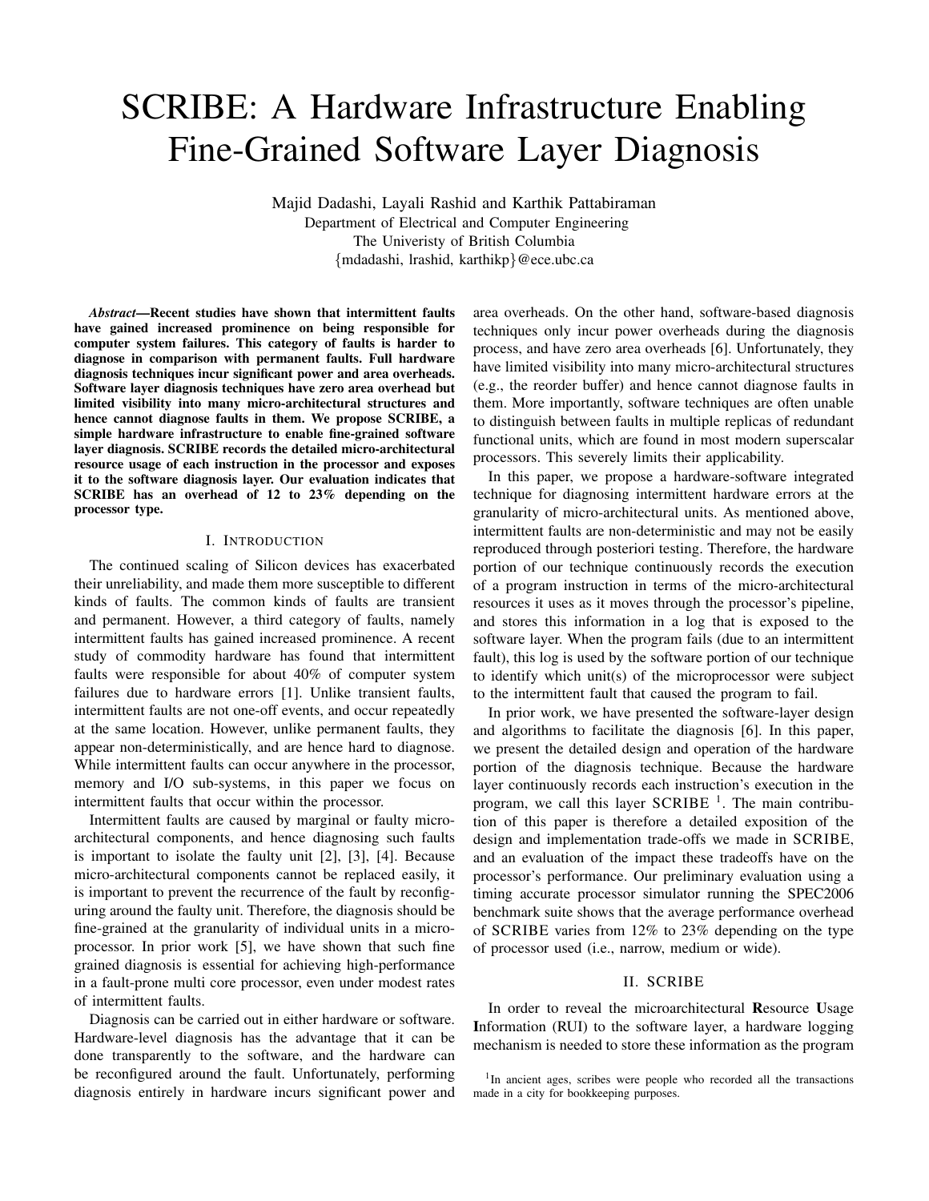# SCRIBE: A Hardware Infrastructure Enabling Fine-Grained Software Layer Diagnosis

Majid Dadashi, Layali Rashid and Karthik Pattabiraman
Department of Electrical and Computer Engineering
The Univeristy of British Columbia
{mdadashi, lrashid, karthikp}@ece.ubc.ca

***Abstract*—Recent studies have shown that intermittent faults have gained increased prominence on being responsible for computer system failures. This category of faults is harder to diagnose in comparison with permanent faults. Full hardware diagnosis techniques incur significant power and area overheads. Software layer diagnosis techniques have zero area overhead but limited visibility into many micro-architectural structures and hence cannot diagnose faults in them. We propose SCRIBE, a simple hardware infrastructure to enable fine-grained software layer diagnosis. SCRIBE records the detailed micro-architectural resource usage of each instruction in the processor and exposes it to the software diagnosis layer. Our evaluation indicates that SCRIBE has an overhead of 12 to 23% depending on the processor type.**

## I. Introduction

The continued scaling of Silicon devices has exacerbated their unreliability, and made them more susceptible to different kinds of faults. The common kinds of faults are transient and permanent. However, a third category of faults, namely intermittent faults has gained increased prominence. A recent study of commodity hardware has found that intermittent faults were responsible for about 40% of computer system failures due to hardware errors [1]. Unlike transient faults, intermittent faults are not one-off events, and occur repeatedly at the same location. However, unlike permanent faults, they appear non-deterministically, and are hence hard to diagnose. While intermittent faults can occur anywhere in the processor, memory and I/O sub-systems, in this paper we focus on intermittent faults that occur within the processor.

Intermittent faults are caused by marginal or faulty micro-architectural components, and hence diagnosing such faults is important to isolate the faulty unit [2], [3], [4]. Because micro-architectural components cannot be replaced easily, it is important to prevent the recurrence of the fault by reconfiguring around the faulty unit. Therefore, the diagnosis should be fine-grained at the granularity of individual units in a microprocessor. In prior work [5], we have shown that such fine grained diagnosis is essential for achieving high-performance in a fault-prone multi core processor, even under modest rates of intermittent faults.

Diagnosis can be carried out in either hardware or software. Hardware-level diagnosis has the advantage that it can be done transparently to the software, and the hardware can be reconfigured around the fault. Unfortunately, performing diagnosis entirely in hardware incurs significant power and area overheads. On the other hand, software-based diagnosis techniques only incur power overheads during the diagnosis process, and have zero area overheads [6]. Unfortunately, they have limited visibility into many micro-architectural structures (e.g., the reorder buffer) and hence cannot diagnose faults in them. More importantly, software techniques are often unable to distinguish between faults in multiple replicas of redundant functional units, which are found in most modern superscalar processors. This severely limits their applicability.

In this paper, we propose a hardware-software integrated technique for diagnosing intermittent hardware errors at the granularity of micro-architectural units. As mentioned above, intermittent faults are non-deterministic and may not be easily reproduced through posteriori testing. Therefore, the hardware portion of our technique continuously records the execution of a program instruction in terms of the micro-architectural resources it uses as it moves through the processor's pipeline, and stores this information in a log that is exposed to the software layer. When the program fails (due to an intermittent fault), this log is used by the software portion of our technique to identify which unit(s) of the microprocessor were subject to the intermittent fault that caused the program to fail.

In prior work, we have presented the software-layer design and algorithms to facilitate the diagnosis [6]. In this paper, we present the detailed design and operation of the hardware portion of the diagnosis technique. Because the hardware layer continuously records each instruction's execution in the program, we call this layer SCRIBE [1]. The main contribution of this paper is therefore a detailed exposition of the design and implementation trade-offs we made in SCRIBE, and an evaluation of the impact these tradeoffs have on the processor's performance. Our preliminary evaluation using a timing accurate processor simulator running the SPEC2006 benchmark suite shows that the average performance overhead of SCRIBE varies from 12% to 23% depending on the type of processor used (i.e., narrow, medium or wide).

## II. SCRIBE

In order to reveal the microarchitectural **R**esource **U**sage **I**nformation (RUI) to the software layer, a hardware logging mechanism is needed to store these information as the program

[1] In ancient ages, scribes were people who recorded all the transactions made in a city for bookkeeping purposes.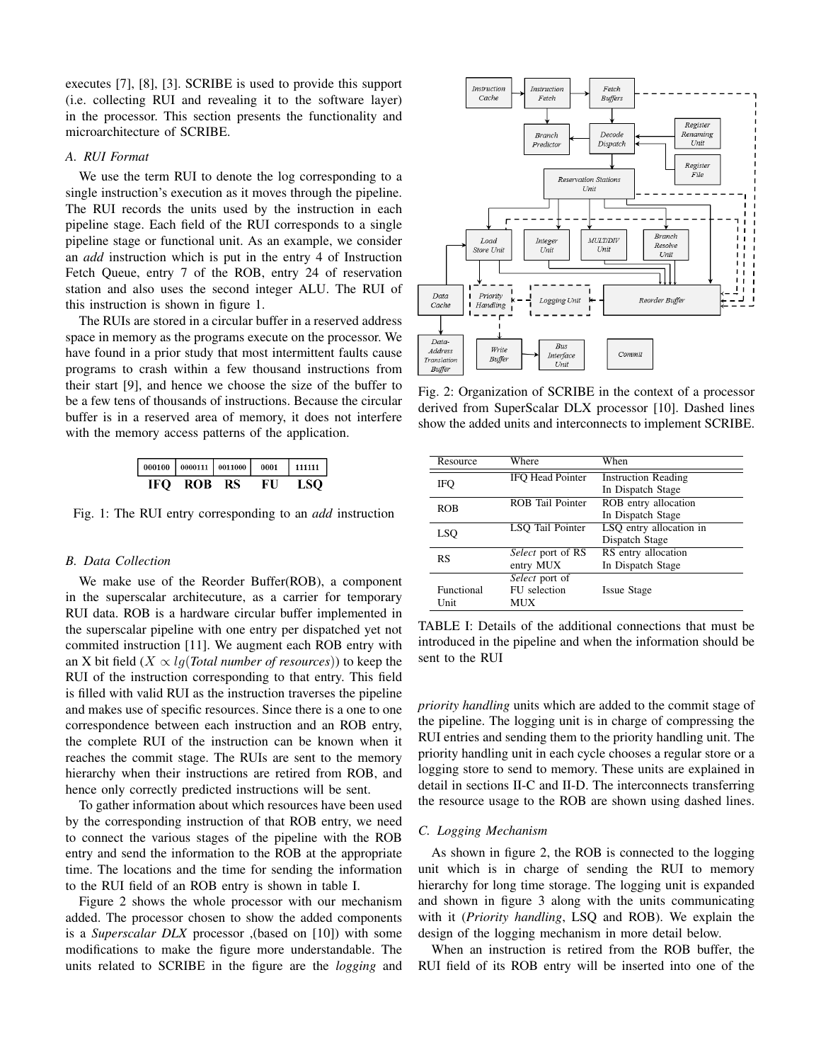executes [7], [8], [3]. SCRIBE is used to provide this support (i.e. collecting RUI and revealing it to the software layer) in the processor. This section presents the functionality and microarchitecture of SCRIBE.

### A. RUI Format

We use the term RUI to denote the log corresponding to a single instruction's execution as it moves through the pipeline. The RUI records the units used by the instruction in each pipeline stage. Each field of the RUI corresponds to a single pipeline stage or functional unit. As an example, we consider an *add* instruction which is put in the entry 4 of Instruction Fetch Queue, entry 7 of the ROB, entry 24 of reservation station and also uses the second integer ALU. The RUI of this instruction is shown in figure 1.

The RUIs are stored in a circular buffer in a reserved address space in memory as the programs execute on the processor. We have found in a prior study that most intermittent faults cause programs to crash within a few thousand instructions from their start [9], and hence we choose the size of the buffer to be a few tens of thousands of instructions. Because the circular buffer is in a reserved area of memory, it does not interfere with the memory access patterns of the application.

| 000100 | 0000111 | 0011000 | 0001 | 111111 |
|---|---|---|---|---|
| **IFQ** | **ROB** | **RS** | **FU** | **LSQ** |

Fig. 1: The RUI entry corresponding to an *add* instruction

### B. Data Collection

We make use of the Reorder Buffer(ROB), a component in the superscalar architecture, as a carrier for temporary RUI data. ROB is a hardware circular buffer implemented in the superscalar pipeline with one entry per dispatched yet not commited instruction [11]. We augment each ROB entry with an X bit field ($X \propto lg$(*Total number of resources*)) to keep the RUI of the instruction corresponding to that entry. This field is filled with valid RUI as the instruction traverses the pipeline and makes use of specific resources. Since there is a one to one correspondence between each instruction and an ROB entry, the complete RUI of the instruction can be known when it reaches the commit stage. The RUIs are sent to the memory hierarchy when their instructions are retired from ROB, and hence only correctly predicted instructions will be sent.

To gather information about which resources have been used by the corresponding instruction of that ROB entry, we need to connect the various stages of the pipeline with the ROB entry and send the information to the ROB at the appropriate time. The locations and the time for sending the information to the RUI field of an ROB entry is shown in table I.

Figure 2 shows the whole processor with our mechanism added. The processor chosen to show the added components is a *Superscalar DLX* processor ,(based on [10]) with some modifications to make the figure more understandable. The units related to SCRIBE in the figure are the *logging* and *priority handling* units which are added to the commit stage of the pipeline. The logging unit is in charge of compressing the RUI entries and sending them to the priority handling unit. The priority handling unit in each cycle chooses a regular store or a logging store to send to memory. These units are explained in detail in sections II-C and II-D. The interconnects transferring the resource usage to the ROB are shown using dashed lines.

Fig. 2: Organization of SCRIBE in the context of a processor derived from SuperScalar DLX processor [10]. Dashed lines show the added units and interconnects to implement SCRIBE.

| Resource | Where | When |
|---|---|---|
| IFQ | IFQ Head Pointer | Instruction Reading In Dispatch Stage |
| ROB | ROB Tail Pointer | ROB entry allocation In Dispatch Stage |
| LSQ | LSQ Tail Pointer | LSQ entry allocation in Dispatch Stage |
| RS | *Select* port of RS entry MUX | RS entry allocation In Dispatch Stage |
| Functional Unit | *Select* port of FU selection MUX | Issue Stage |

TABLE I: Details of the additional connections that must be introduced in the pipeline and when the information should be sent to the RUI

### C. Logging Mechanism

As shown in figure 2, the ROB is connected to the logging unit which is in charge of sending the RUI to memory hierarchy for long time storage. The logging unit is expanded and shown in figure 3 along with the units communicating with it (*Priority handling*, LSQ and ROB). We explain the design of the logging mechanism in more detail below.

When an instruction is retired from the ROB buffer, the RUI field of its ROB entry will be inserted into one of the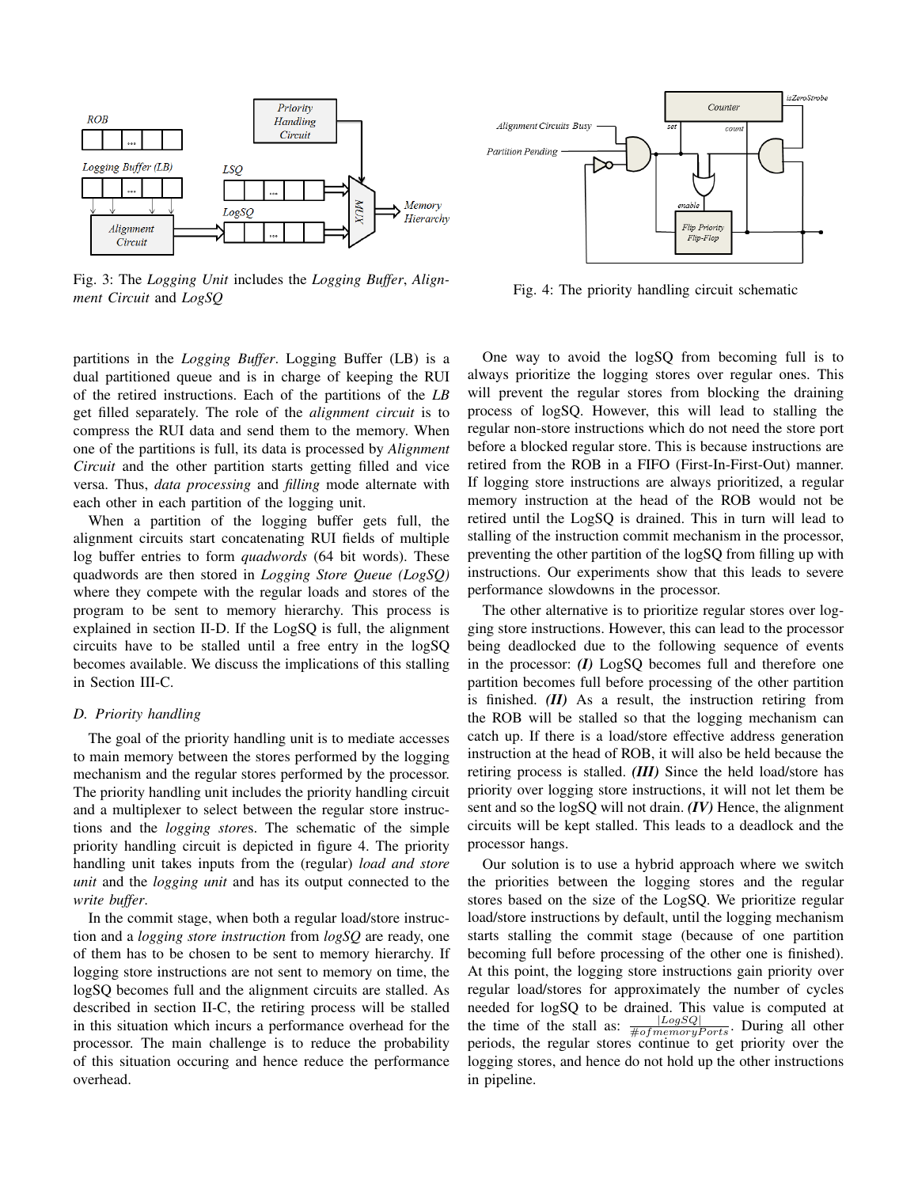Fig. 3: The *Logging Unit* includes the *Logging Buffer*, *Alignment Circuit* and *LogSQ*

Fig. 4: The priority handling circuit schematic

partitions in the *Logging Buffer*. Logging Buffer (LB) is a dual partitioned queue and is in charge of keeping the RUI of the retired instructions. Each of the partitions of the *LB* get filled separately. The role of the *alignment circuit* is to compress the RUI data and send them to the memory. When one of the partitions is full, its data is processed by *Alignment Circuit* and the other partition starts getting filled and vice versa. Thus, *data processing* and *filling* mode alternate with each other in each partition of the logging unit.

When a partition of the logging buffer gets full, the alignment circuits start concatenating RUI fields of multiple log buffer entries to form *quadwords* (64 bit words). These quadwords are then stored in *Logging Store Queue (LogSQ)* where they compete with the regular loads and stores of the program to be sent to memory hierarchy. This process is explained in section II-D. If the LogSQ is full, the alignment circuits have to be stalled until a free entry in the logSQ becomes available. We discuss the implications of this stalling in Section III-C.

### D. Priority handling

The goal of the priority handling unit is to mediate accesses to main memory between the stores performed by the logging mechanism and the regular stores performed by the processor. The priority handling unit includes the priority handling circuit and a multiplexer to select between the regular store instructions and the *logging store*s. The schematic of the simple priority handling circuit is depicted in figure 4. The priority handling unit takes inputs from the (regular) *load and store unit* and the *logging unit* and has its output connected to the *write buffer*.

In the commit stage, when both a regular load/store instruction and a *logging store instruction* from *logSQ* are ready, one of them has to be chosen to be sent to memory hierarchy. If logging store instructions are not sent to memory on time, the logSQ becomes full and the alignment circuits are stalled. As described in section II-C, the retiring process will be stalled in this situation which incurs a performance overhead for the processor. The main challenge is to reduce the probability of this situation occuring and hence reduce the performance overhead.

One way to avoid the logSQ from becoming full is to always prioritize the logging stores over regular ones. This will prevent the regular stores from blocking the draining process of logSQ. However, this will lead to stalling the regular non-store instructions which do not need the store port before a blocked regular store. This is because instructions are retired from the ROB in a FIFO (First-In-First-Out) manner. If logging store instructions are always prioritized, a regular memory instruction at the head of the ROB would not be retired until the LogSQ is drained. This in turn will lead to stalling of the instruction commit mechanism in the processor, preventing the other partition of the logSQ from filling up with instructions. Our experiments show that this leads to severe performance slowdowns in the processor.

The other alternative is to prioritize regular stores over logging store instructions. However, this can lead to the processor being deadlocked due to the following sequence of events in the processor: ***(I)*** LogSQ becomes full and therefore one partition becomes full before processing of the other partition is finished. ***(II)*** As a result, the instruction retiring from the ROB will be stalled so that the logging mechanism can catch up. If there is a load/store effective address generation instruction at the head of ROB, it will also be held because the retiring process is stalled. ***(III)*** Since the held load/store has priority over logging store instructions, it will not let them be sent and so the logSQ will not drain. ***(IV)*** Hence, the alignment circuits will be kept stalled. This leads to a deadlock and the processor hangs.

Our solution is to use a hybrid approach where we switch the priorities between the logging stores and the regular stores based on the size of the LogSQ. We prioritize regular load/store instructions by default, until the logging mechanism starts stalling the commit stage (because of one partition becoming full before processing of the other one is finished). At this point, the logging store instructions gain priority over regular load/stores for approximately the number of cycles needed for logSQ to be drained. This value is computed at the time of the stall as: $\frac{|LogSQ|}{\#of memoryPorts}$. During all other periods, the regular stores continue to get priority over the logging stores, and hence do not hold up the other instructions in pipeline.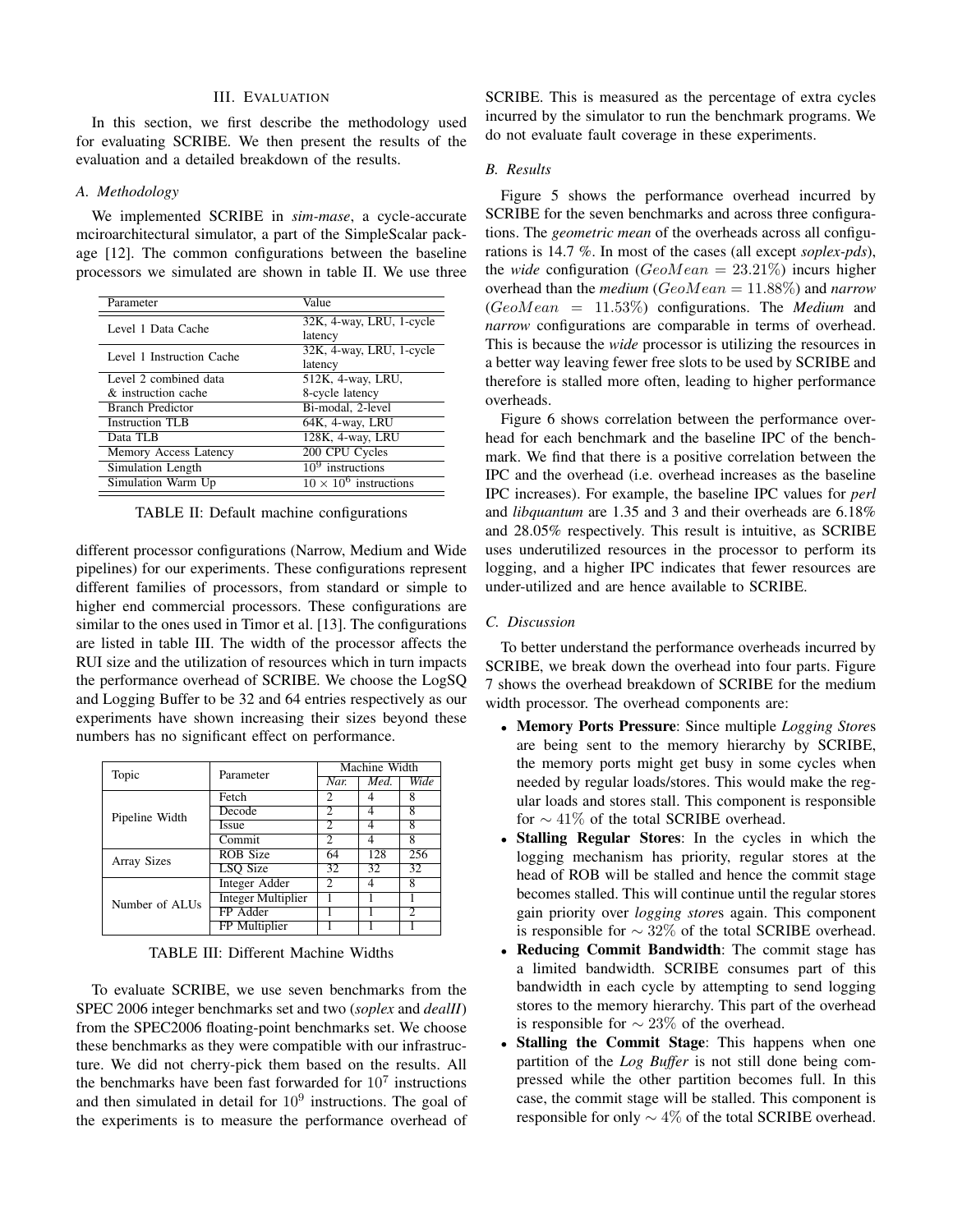## III. Evaluation

In this section, we first describe the methodology used for evaluating SCRIBE. We then present the results of the evaluation and a detailed breakdown of the results.

### A. Methodology

We implemented SCRIBE in *sim-mase*, a cycle-accurate mciroarchitectural simulator, a part of the SimpleScalar package [12]. The common configurations between the baseline processors we simulated are shown in table II. We use three different processor configurations (Narrow, Medium and Wide pipelines) for our experiments. These configurations represent different families of processors, from standard or simple to higher end commercial processors. These configurations are similar to the ones used in Timor et al. [13]. The configurations are listed in table III. The width of the processor affects the RUI size and the utilization of resources which in turn impacts the performance overhead of SCRIBE. We choose the LogSQ and Logging Buffer to be 32 and 64 entries respectively as our experiments have shown increasing their sizes beyond these numbers has no significant effect on performance.

| Parameter | Value |
|---|---|
| Level 1 Data Cache | 32K, 4-way, LRU, 1-cycle latency |
| Level 1 Instruction Cache | 32K, 4-way, LRU, 1-cycle latency |
| Level 2 combined data & instruction cache | 512K, 4-way, LRU, 8-cycle latency |
| Branch Predictor | Bi-modal, 2-level |
| Instruction TLB | 64K, 4-way, LRU |
| Data TLB | 128K, 4-way, LRU |
| Memory Access Latency | 200 CPU Cycles |
| Simulation Length | $10^9$ instructions |
| Simulation Warm Up | $10 \times 10^6$ instructions |

TABLE II: Default machine configurations

| Topic | Parameter | Machine Width | | |
|---|---|---|---|---|
| | | *Nar.* | *Med.* | *Wide* |
| Pipeline Width | Fetch | 2 | 4 | 8 |
| | Decode | 2 | 4 | 8 |
| | Issue | 2 | 4 | 8 |
| | Commit | 2 | 4 | 8 |
| Array Sizes | ROB Size | 64 | 128 | 256 |
| | LSQ Size | 32 | 32 | 32 |
| Number of ALUs | Integer Adder | 2 | 4 | 8 |
| | Integer Multiplier | 1 | 1 | 1 |
| | FP Adder | 1 | 1 | 2 |
| | FP Multiplier | 1 | 1 | 1 |

TABLE III: Different Machine Widths

To evaluate SCRIBE, we use seven benchmarks from the SPEC 2006 integer benchmarks set and two (*soplex* and *dealII*) from the SPEC2006 floating-point benchmarks set. We choose these benchmarks as they were compatible with our infrastructure. We did not cherry-pick them based on the results. All the benchmarks have been fast forwarded for $10^7$ instructions and then simulated in detail for $10^9$ instructions. The goal of the experiments is to measure the performance overhead of SCRIBE. This is measured as the percentage of extra cycles incurred by the simulator to run the benchmark programs. We do not evaluate fault coverage in these experiments.

### B. Results

Figure 5 shows the performance overhead incurred by SCRIBE for the seven benchmarks and across three configurations. The *geometric mean* of the overheads across all configurations is 14.7 %. In most of the cases (all except *soplex-pds*), the *wide* configuration ($GeoMean = 23.21\%$) incurs higher overhead than the *medium* ($GeoMean = 11.88\%$) and *narrow* ($GeoMean = 11.53\%$) configurations. The *Medium* and *narrow* configurations are comparable in terms of overhead. This is because the *wide* processor is utilizing the resources in a better way leaving fewer free slots to be used by SCRIBE and therefore is stalled more often, leading to higher performance overheads.

Figure 6 shows correlation between the performance overhead for each benchmark and the baseline IPC of the benchmark. We find that there is a positive correlation between the IPC and the overhead (i.e. overhead increases as the baseline IPC increases). For example, the baseline IPC values for *perl* and *libquantum* are 1.35 and 3 and their overheads are 6.18% and 28.05% respectively. This result is intuitive, as SCRIBE uses underutilized resources in the processor to perform its logging, and a higher IPC indicates that fewer resources are under-utilized and are hence available to SCRIBE.

### C. Discussion

To better understand the performance overheads incurred by SCRIBE, we break down the overhead into four parts. Figure 7 shows the overhead breakdown of SCRIBE for the medium width processor. The overhead components are:

- **Memory Ports Pressure**: Since multiple *Logging Store*s are being sent to the memory hierarchy by SCRIBE, the memory ports might get busy in some cycles when needed by regular loads/stores. This would make the regular loads and stores stall. This component is responsible for $\sim 41\%$ of the total SCRIBE overhead.
- **Stalling Regular Stores**: In the cycles in which the logging mechanism has priority, regular stores at the head of ROB will be stalled and hence the commit stage becomes stalled. This will continue until the regular stores gain priority over *logging store*s again. This component is responsible for $\sim 32\%$ of the total SCRIBE overhead.
- **Reducing Commit Bandwidth**: The commit stage has a limited bandwidth. SCRIBE consumes part of this bandwidth in each cycle by attempting to send logging stores to the memory hierarchy. This part of the overhead is responsible for $\sim 23\%$ of the overhead.
- **Stalling the Commit Stage**: This happens when one partition of the *Log Buffer* is not still done being compressed while the other partition becomes full. In this case, the commit stage will be stalled. This component is responsible for only $\sim 4\%$ of the total SCRIBE overhead.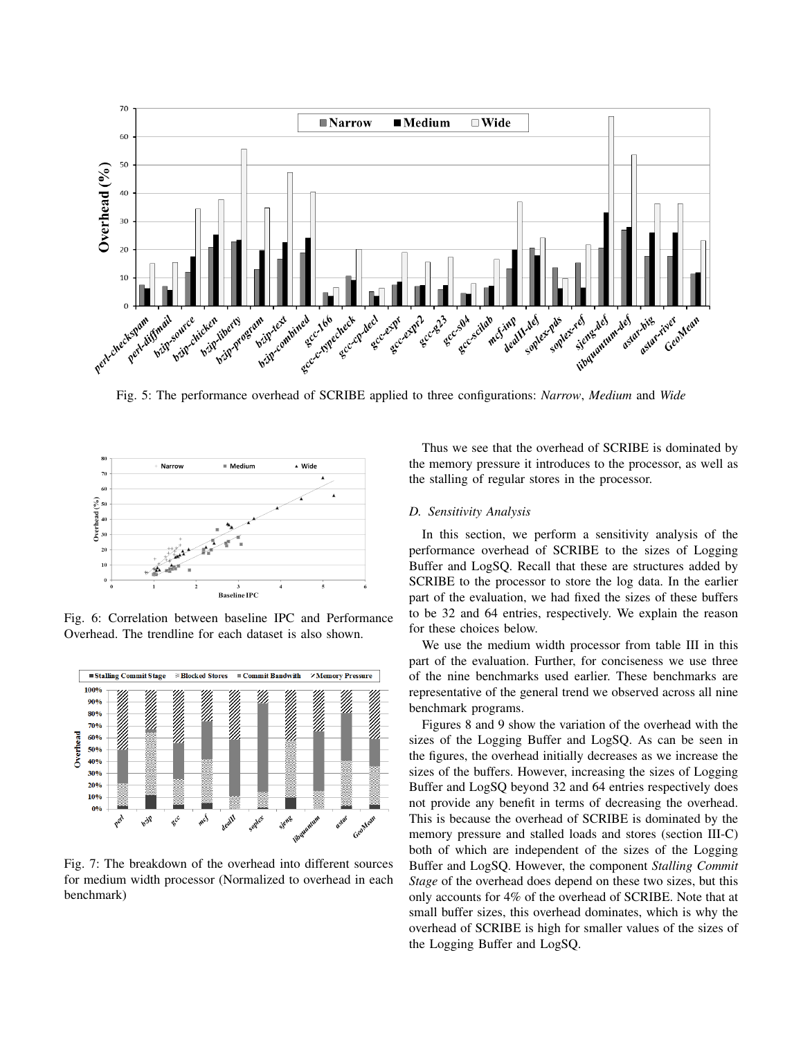Fig. 5: The performance overhead of SCRIBE applied to three configurations: *Narrow*, *Medium* and *Wide*

Fig. 6: Correlation between baseline IPC and Performance Overhead. The trendline for each dataset is also shown.

Fig. 7: The breakdown of the overhead into different sources for medium width processor (Normalized to overhead in each benchmark)

Thus we see that the overhead of SCRIBE is dominated by the memory pressure it introduces to the processor, as well as the stalling of regular stores in the processor.

### *D. Sensitivity Analysis*

In this section, we perform a sensitivity analysis of the performance overhead of SCRIBE to the sizes of Logging Buffer and LogSQ. Recall that these are structures added by SCRIBE to the processor to store the log data. In the earlier part of the evaluation, we had fixed the sizes of these buffers to be 32 and 64 entries, respectively. We explain the reason for these choices below.

We use the medium width processor from table III in this part of the evaluation. Further, for conciseness we use three of the nine benchmarks used earlier. These benchmarks are representative of the general trend we observed across all nine benchmark programs.

Figures 8 and 9 show the variation of the overhead with the sizes of the Logging Buffer and LogSQ. As can be seen in the figures, the overhead initially decreases as we increase the sizes of the buffers. However, increasing the sizes of Logging Buffer and LogSQ beyond 32 and 64 entries respectively does not provide any benefit in terms of decreasing the overhead. This is because the overhead of SCRIBE is dominated by the memory pressure and stalled loads and stores (section III-C) both of which are independent of the sizes of the Logging Buffer and LogSQ. However, the component *Stalling Commit Stage* of the overhead does depend on these two sizes, but this only accounts for 4% of the overhead of SCRIBE. Note that at small buffer sizes, this overhead dominates, which is why the overhead of SCRIBE is high for smaller values of the sizes of the Logging Buffer and LogSQ.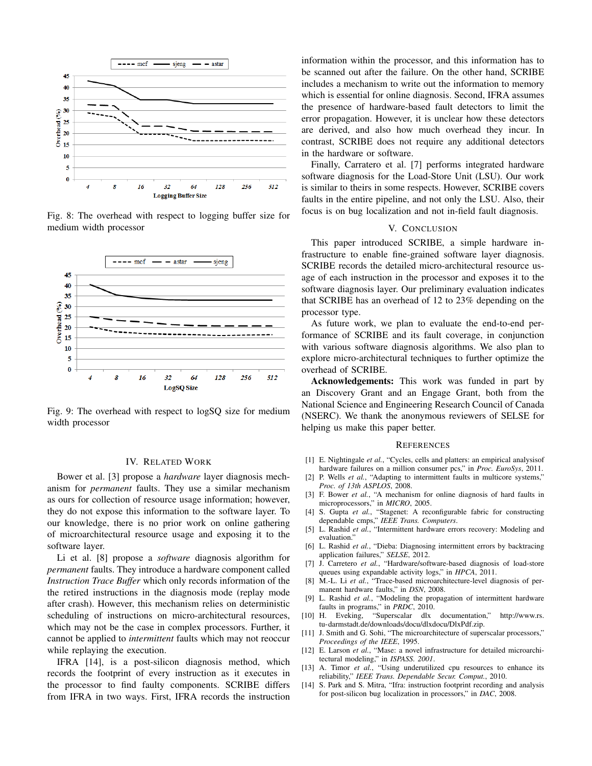---- mcf —— sjeng — — astar

45
40
35
30
25
20
15
10
5
0

Overhead (%)

4 8 16 32 64 128 256 512

Logging Buffer Size

Fig. 8: The overhead with respect to logging buffer size for medium width processor

---- mcf — — astar —— sjeng

45
40
35
30
25
20
15
10
5
0

Overhead (%)

4 8 16 32 64 128 256 512

LogSQ Size

Fig. 9: The overhead with respect to logSQ size for medium width processor

## IV. Related Work

Bower et al. [3] propose a *hardware* layer diagnosis mechanism for *permanent* faults. They use a similar mechanism as ours for collection of resource usage information; however, they do not expose this information to the software layer. To our knowledge, there is no prior work on online gathering of microarchitectural resource usage and exposing it to the software layer.

Li et al. [8] propose a *software* diagnosis algorithm for *permanent* faults. They introduce a hardware component called *Instruction Trace Buffer* which only records information of the the retired instructions in the diagnosis mode (replay mode after crash). However, this mechanism relies on deterministic scheduling of instructions on micro-architectural resources, which may not be the case in complex processors. Further, it cannot be applied to *intermittent* faults which may not reoccur while replaying the execution.

IFRA [14], is a post-silicon diagnosis method, which records the footprint of every instruction as it executes in the processor to find faulty components. SCRIBE differs from IFRA in two ways. First, IFRA records the instruction information within the processor, and this information has to be scanned out after the failure. On the other hand, SCRIBE includes a mechanism to write out the information to memory which is essential for online diagnosis. Second, IFRA assumes the presence of hardware-based fault detectors to limit the error propagation. However, it is unclear how these detectors are derived, and also how much overhead they incur. In contrast, SCRIBE does not require any additional detectors in the hardware or software.

Finally, Carratero et al. [7] performs integrated hardware software diagnosis for the Load-Store Unit (LSU). Our work is similar to theirs in some respects. However, SCRIBE covers faults in the entire pipeline, and not only the LSU. Also, their focus is on bug localization and not in-field fault diagnosis.

## V. Conclusion

This paper introduced SCRIBE, a simple hardware infrastructure to enable fine-grained software layer diagnosis. SCRIBE records the detailed micro-architectural resource usage of each instruction in the processor and exposes it to the software diagnosis layer. Our preliminary evaluation indicates that SCRIBE has an overhead of 12 to 23% depending on the processor type.

As future work, we plan to evaluate the end-to-end performance of SCRIBE and its fault coverage, in conjunction with various software diagnosis algorithms. We also plan to explore micro-architectural techniques to further optimize the overhead of SCRIBE.

**Acknowledgements:** This work was funded in part by an Discovery Grant and an Engage Grant, both from the National Science and Engineering Research Council of Canada (NSERC). We thank the anonymous reviewers of SELSE for helping us make this paper better.

## References

[1] E. Nightingale *et al.*, "Cycles, cells and platters: an empirical analysisof hardware failures on a million consumer pcs," in *Proc. EuroSys*, 2011.

[2] P. Wells *et al.*, "Adapting to intermittent faults in multicore systems," *Proc. of 13th ASPLOS*, 2008.

[3] F. Bower *et al.*, "A mechanism for online diagnosis of hard faults in microprocessors," in *MICRO*, 2005.

[4] S. Gupta *et al.*, "Stagenet: A reconfigurable fabric for constructing dependable cmps," *IEEE Trans. Computers*.

[5] L. Rashid *et al.*, "Intermittent hardware errors recovery: Modeling and evaluation."

[6] L. Rashid *et al.*, "Dieba: Diagnosing intermittent errors by backtracing application failures," *SELSE*, 2012.

[7] J. Carretero *et al.*, "Hardware/software-based diagnosis of load-store queues using expandable activity logs," in *HPCA*, 2011.

[8] M.-L. Li *et al.*, "Trace-based microarchitecture-level diagnosis of permanent hardware faults," in *DSN*, 2008.

[9] L. Rashid *et al.*, "Modeling the propagation of intermittent hardware faults in programs," in *PRDC*, 2010.

[10] H. Eveking, "Superscalar dlx documentation," http://www.rs.tu-darmstadt.de/downloads/docu/dlxdocu/DlxPdf.zip.

[11] J. Smith and G. Sohi, "The microarchitecture of superscalar processors," *Proceedings of the IEEE*, 1995.

[12] E. Larson *et al.*, "Mase: a novel infrastructure for detailed microarchitectural modeling," in *ISPASS. 2001*.

[13] A. Timor *et al.*, "Using underutilized cpu resources to enhance its reliability," *IEEE Trans. Dependable Secur. Comput.*, 2010.

[14] S. Park and S. Mitra, "Ifra: instruction footprint recording and analysis for post-silicon bug localization in processors," in *DAC*, 2008.